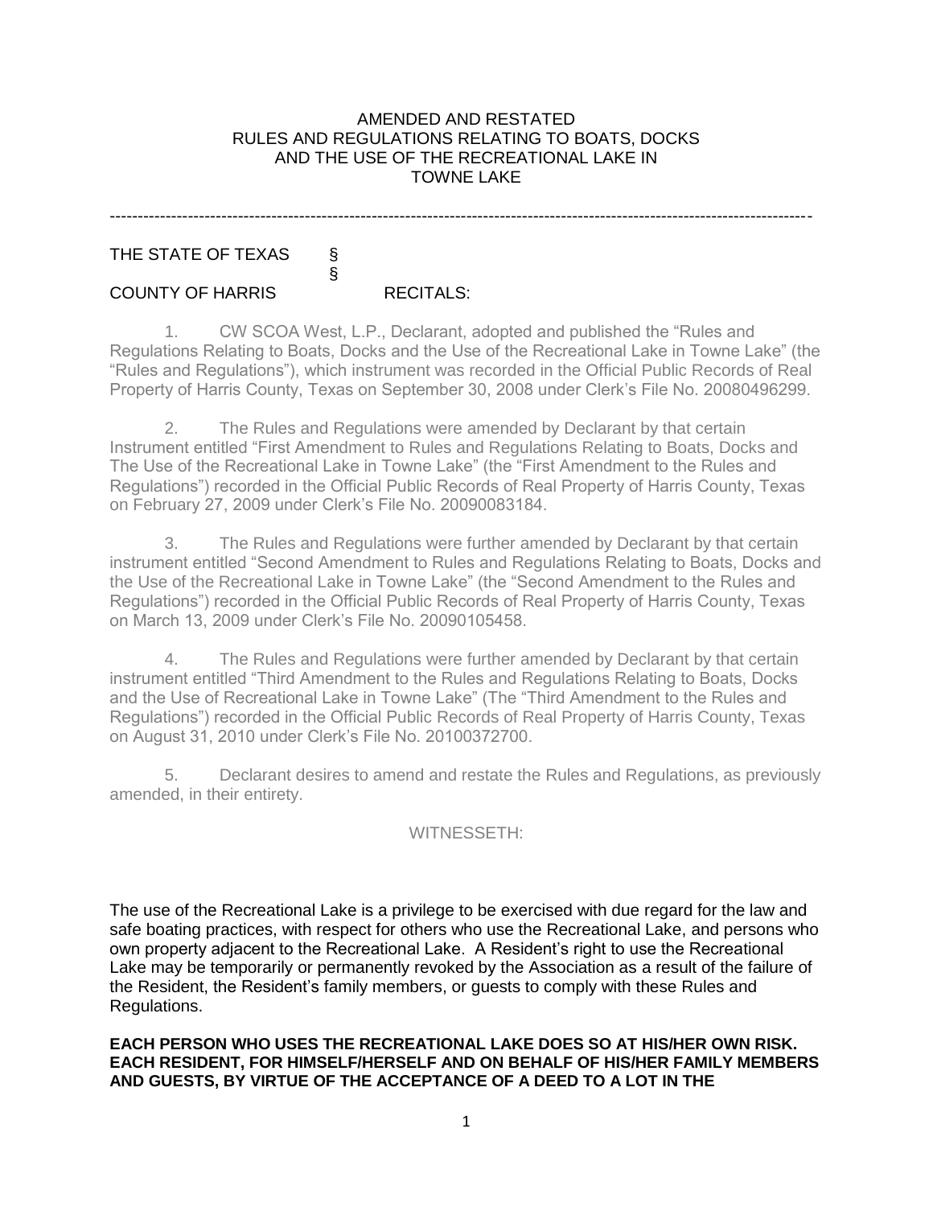# AMENDED AND RESTATED RULES AND REGULATIONS RELATING TO BOATS, DOCKS AND THE USE OF THE RECREATIONAL LAKE IN TOWNE LAKE

---

THE STATE OF TEXAS §
§
COUNTY OF HARRIS

RECITALS:

1. CW SCOA West, L.P., Declarant, adopted and published the "Rules and Regulations Relating to Boats, Docks and the Use of the Recreational Lake in Towne Lake" (the "Rules and Regulations"), which instrument was recorded in the Official Public Records of Real Property of Harris County, Texas on September 30, 2008 under Clerk's File No. 20080496299.

2. The Rules and Regulations were amended by Declarant by that certain Instrument entitled "First Amendment to Rules and Regulations Relating to Boats, Docks and The Use of the Recreational Lake in Towne Lake" (the "First Amendment to the Rules and Regulations") recorded in the Official Public Records of Real Property of Harris County, Texas on February 27, 2009 under Clerk's File No. 20090083184.

3. The Rules and Regulations were further amended by Declarant by that certain instrument entitled "Second Amendment to Rules and Regulations Relating to Boats, Docks and the Use of the Recreational Lake in Towne Lake" (the "Second Amendment to the Rules and Regulations") recorded in the Official Public Records of Real Property of Harris County, Texas on March 13, 2009 under Clerk's File No. 20090105458.

4. The Rules and Regulations were further amended by Declarant by that certain instrument entitled "Third Amendment to the Rules and Regulations Relating to Boats, Docks and the Use of Recreational Lake in Towne Lake" (The "Third Amendment to the Rules and Regulations") recorded in the Official Public Records of Real Property of Harris County, Texas on August 31, 2010 under Clerk's File No. 20100372700.

5. Declarant desires to amend and restate the Rules and Regulations, as previously amended, in their entirety.

WITNESSETH:

The use of the Recreational Lake is a privilege to be exercised with due regard for the law and safe boating practices, with respect for others who use the Recreational Lake, and persons who own property adjacent to the Recreational Lake. A Resident's right to use the Recreational Lake may be temporarily or permanently revoked by the Association as a result of the failure of the Resident, the Resident's family members, or guests to comply with these Rules and Regulations.

**EACH PERSON WHO USES THE RECREATIONAL LAKE DOES SO AT HIS/HER OWN RISK. EACH RESIDENT, FOR HIMSELF/HERSELF AND ON BEHALF OF HIS/HER FAMILY MEMBERS AND GUESTS, BY VIRTUE OF THE ACCEPTANCE OF A DEED TO A LOT IN THE**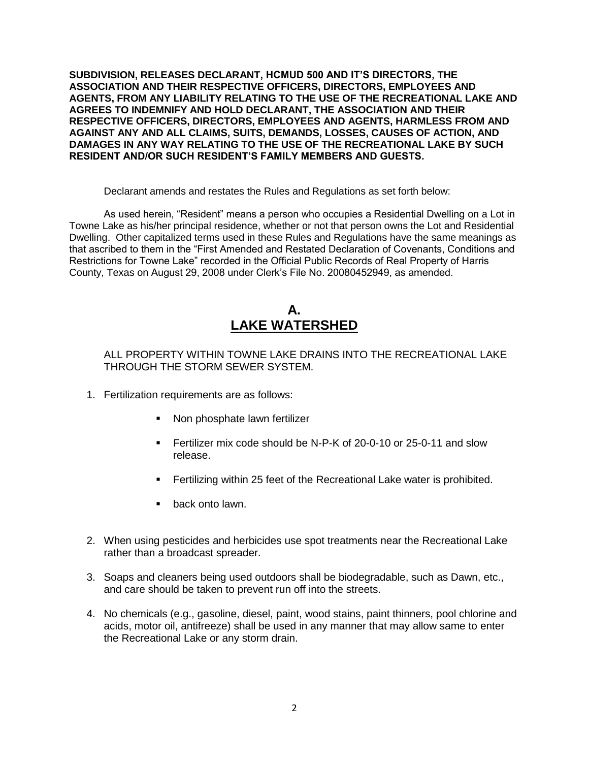**SUBDIVISION, RELEASES DECLARANT, HCMUD 500 AND IT'S DIRECTORS, THE ASSOCIATION AND THEIR RESPECTIVE OFFICERS, DIRECTORS, EMPLOYEES AND AGENTS, FROM ANY LIABILITY RELATING TO THE USE OF THE RECREATIONAL LAKE AND AGREES TO INDEMNIFY AND HOLD DECLARANT, THE ASSOCIATION AND THEIR RESPECTIVE OFFICERS, DIRECTORS, EMPLOYEES AND AGENTS, HARMLESS FROM AND AGAINST ANY AND ALL CLAIMS, SUITS, DEMANDS, LOSSES, CAUSES OF ACTION, AND DAMAGES IN ANY WAY RELATING TO THE USE OF THE RECREATIONAL LAKE BY SUCH RESIDENT AND/OR SUCH RESIDENT'S FAMILY MEMBERS AND GUESTS.**

Declarant amends and restates the Rules and Regulations as set forth below:

As used herein, "Resident" means a person who occupies a Residential Dwelling on a Lot in Towne Lake as his/her principal residence, whether or not that person owns the Lot and Residential Dwelling. Other capitalized terms used in these Rules and Regulations have the same meanings as that ascribed to them in the "First Amended and Restated Declaration of Covenants, Conditions and Restrictions for Towne Lake" recorded in the Official Public Records of Real Property of Harris County, Texas on August 29, 2008 under Clerk's File No. 20080452949, as amended.

## A.
## LAKE WATERSHED

ALL PROPERTY WITHIN TOWNE LAKE DRAINS INTO THE RECREATIONAL LAKE THROUGH THE STORM SEWER SYSTEM.

1. Fertilization requirements are as follows:
   - Non phosphate lawn fertilizer
   - Fertilizer mix code should be N-P-K of 20-0-10 or 25-0-11 and slow release.
   - Fertilizing within 25 feet of the Recreational Lake water is prohibited.
   - back onto lawn.
2. When using pesticides and herbicides use spot treatments near the Recreational Lake rather than a broadcast spreader.
3. Soaps and cleaners being used outdoors shall be biodegradable, such as Dawn, etc., and care should be taken to prevent run off into the streets.
4. No chemicals (e.g., gasoline, diesel, paint, wood stains, paint thinners, pool chlorine and acids, motor oil, antifreeze) shall be used in any manner that may allow same to enter the Recreational Lake or any storm drain.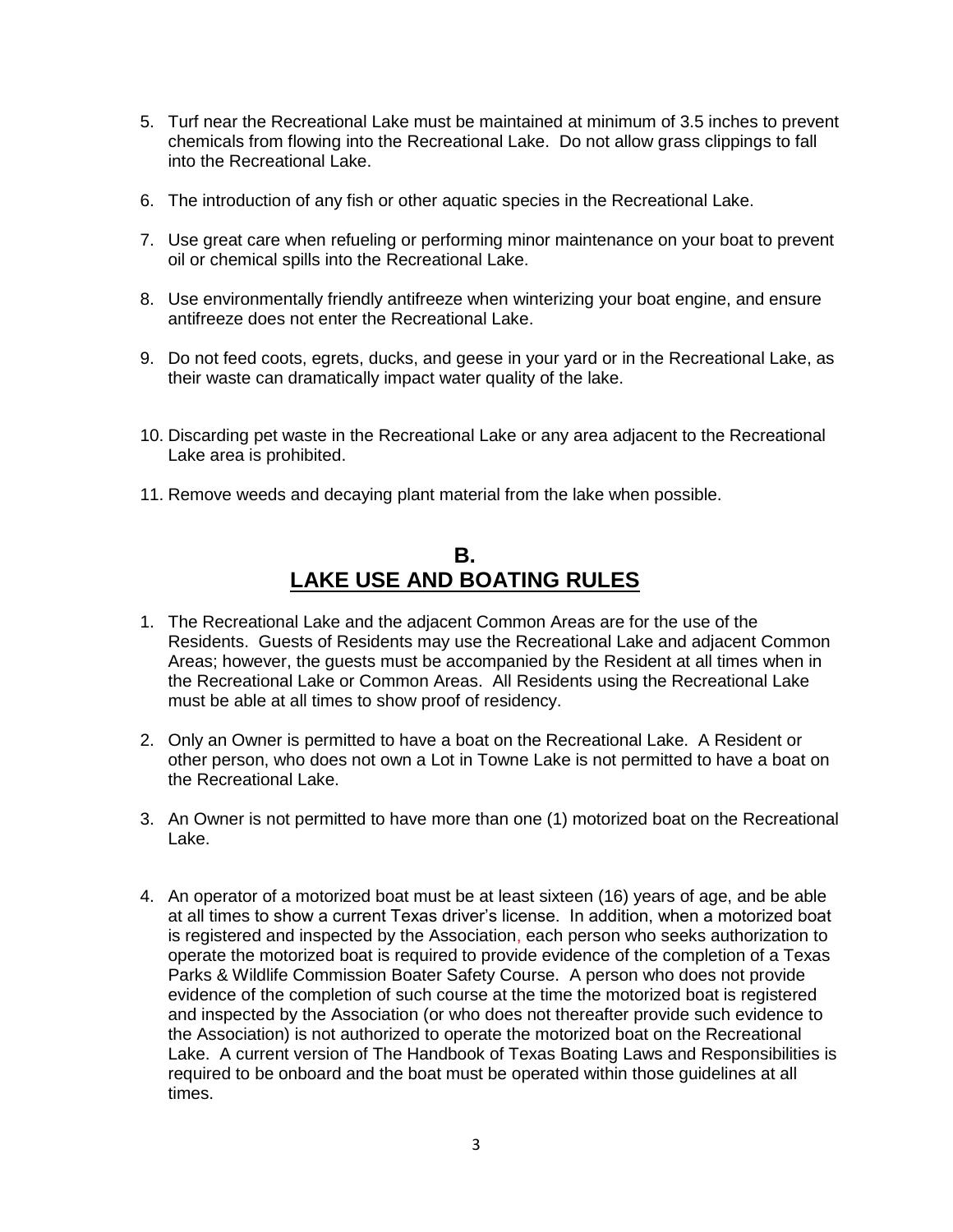5. Turf near the Recreational Lake must be maintained at minimum of 3.5 inches to prevent chemicals from flowing into the Recreational Lake. Do not allow grass clippings to fall into the Recreational Lake.

6. The introduction of any fish or other aquatic species in the Recreational Lake.

7. Use great care when refueling or performing minor maintenance on your boat to prevent oil or chemical spills into the Recreational Lake.

8. Use environmentally friendly antifreeze when winterizing your boat engine, and ensure antifreeze does not enter the Recreational Lake.

9. Do not feed coots, egrets, ducks, and geese in your yard or in the Recreational Lake, as their waste can dramatically impact water quality of the lake.

10. Discarding pet waste in the Recreational Lake or any area adjacent to the Recreational Lake area is prohibited.

11. Remove weeds and decaying plant material from the lake when possible.

## B. LAKE USE AND BOATING RULES

1. The Recreational Lake and the adjacent Common Areas are for the use of the Residents. Guests of Residents may use the Recreational Lake and adjacent Common Areas; however, the guests must be accompanied by the Resident at all times when in the Recreational Lake or Common Areas. All Residents using the Recreational Lake must be able at all times to show proof of residency.

2. Only an Owner is permitted to have a boat on the Recreational Lake. A Resident or other person, who does not own a Lot in Towne Lake is not permitted to have a boat on the Recreational Lake.

3. An Owner is not permitted to have more than one (1) motorized boat on the Recreational Lake.

4. An operator of a motorized boat must be at least sixteen (16) years of age, and be able at all times to show a current Texas driver's license. In addition, when a motorized boat is registered and inspected by the Association, each person who seeks authorization to operate the motorized boat is required to provide evidence of the completion of a Texas Parks & Wildlife Commission Boater Safety Course. A person who does not provide evidence of the completion of such course at the time the motorized boat is registered and inspected by the Association (or who does not thereafter provide such evidence to the Association) is not authorized to operate the motorized boat on the Recreational Lake. A current version of The Handbook of Texas Boating Laws and Responsibilities is required to be onboard and the boat must be operated within those guidelines at all times.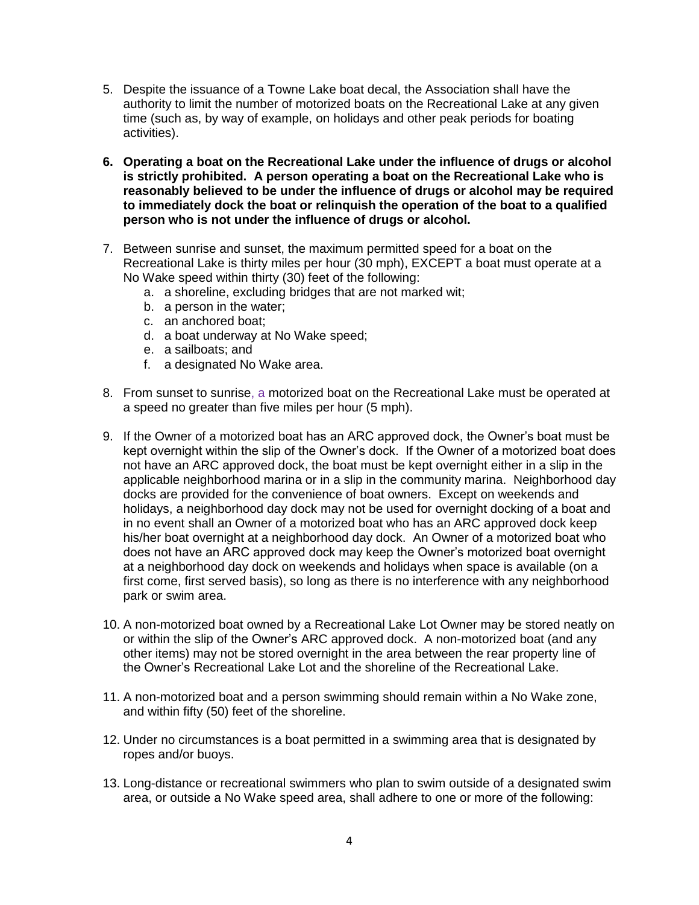5. Despite the issuance of a Towne Lake boat decal, the Association shall have the authority to limit the number of motorized boats on the Recreational Lake at any given time (such as, by way of example, on holidays and other peak periods for boating activities).

6. **Operating a boat on the Recreational Lake under the influence of drugs or alcohol is strictly prohibited. A person operating a boat on the Recreational Lake who is reasonably believed to be under the influence of drugs or alcohol may be required to immediately dock the boat or relinquish the operation of the boat to a qualified person who is not under the influence of drugs or alcohol.**

7. Between sunrise and sunset, the maximum permitted speed for a boat on the Recreational Lake is thirty miles per hour (30 mph), EXCEPT a boat must operate at a No Wake speed within thirty (30) feet of the following:
   a. a shoreline, excluding bridges that are not marked wit;
   b. a person in the water;
   c. an anchored boat;
   d. a boat underway at No Wake speed;
   e. a sailboats; and
   f. a designated No Wake area.

8. From sunset to sunrise, a motorized boat on the Recreational Lake must be operated at a speed no greater than five miles per hour (5 mph).

9. If the Owner of a motorized boat has an ARC approved dock, the Owner's boat must be kept overnight within the slip of the Owner's dock. If the Owner of a motorized boat does not have an ARC approved dock, the boat must be kept overnight either in a slip in the applicable neighborhood marina or in a slip in the community marina. Neighborhood day docks are provided for the convenience of boat owners. Except on weekends and holidays, a neighborhood day dock may not be used for overnight docking of a boat and in no event shall an Owner of a motorized boat who has an ARC approved dock keep his/her boat overnight at a neighborhood day dock. An Owner of a motorized boat who does not have an ARC approved dock may keep the Owner's motorized boat overnight at a neighborhood day dock on weekends and holidays when space is available (on a first come, first served basis), so long as there is no interference with any neighborhood park or swim area.

10. A non-motorized boat owned by a Recreational Lake Lot Owner may be stored neatly on or within the slip of the Owner's ARC approved dock. A non-motorized boat (and any other items) may not be stored overnight in the area between the rear property line of the Owner's Recreational Lake Lot and the shoreline of the Recreational Lake.

11. A non-motorized boat and a person swimming should remain within a No Wake zone, and within fifty (50) feet of the shoreline.

12. Under no circumstances is a boat permitted in a swimming area that is designated by ropes and/or buoys.

13. Long-distance or recreational swimmers who plan to swim outside of a designated swim area, or outside a No Wake speed area, shall adhere to one or more of the following: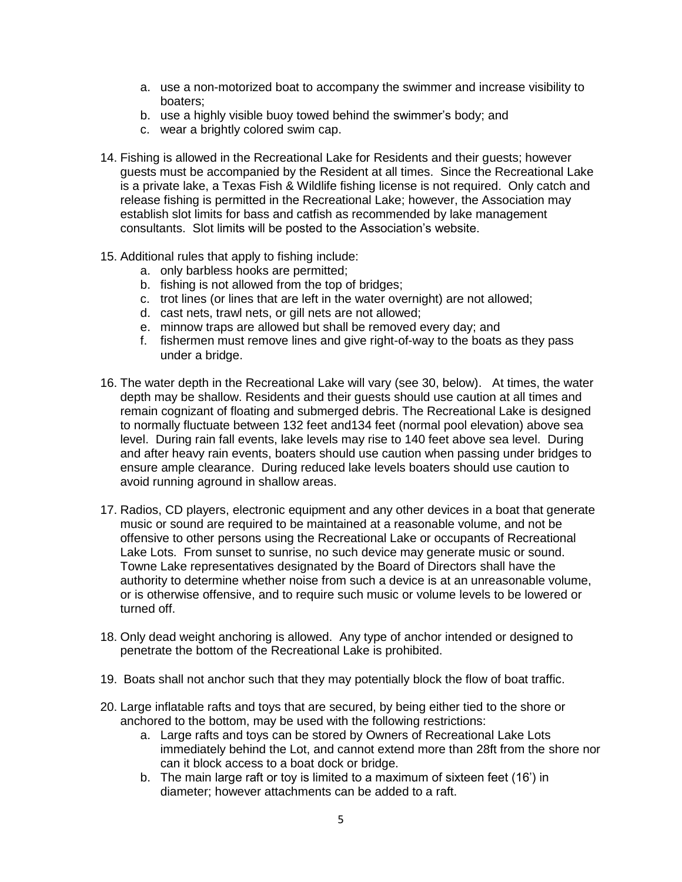a. use a non-motorized boat to accompany the swimmer and increase visibility to boaters;
   b. use a highly visible buoy towed behind the swimmer's body; and
   c. wear a brightly colored swim cap.

14. Fishing is allowed in the Recreational Lake for Residents and their guests; however guests must be accompanied by the Resident at all times. Since the Recreational Lake is a private lake, a Texas Fish & Wildlife fishing license is not required. Only catch and release fishing is permitted in the Recreational Lake; however, the Association may establish slot limits for bass and catfish as recommended by lake management consultants. Slot limits will be posted to the Association's website.

15. Additional rules that apply to fishing include:
    a. only barbless hooks are permitted;
    b. fishing is not allowed from the top of bridges;
    c. trot lines (or lines that are left in the water overnight) are not allowed;
    d. cast nets, trawl nets, or gill nets are not allowed;
    e. minnow traps are allowed but shall be removed every day; and
    f. fishermen must remove lines and give right-of-way to the boats as they pass under a bridge.

16. The water depth in the Recreational Lake will vary (see 30, below). At times, the water depth may be shallow. Residents and their guests should use caution at all times and remain cognizant of floating and submerged debris. The Recreational Lake is designed to normally fluctuate between 132 feet and134 feet (normal pool elevation) above sea level. During rain fall events, lake levels may rise to 140 feet above sea level. During and after heavy rain events, boaters should use caution when passing under bridges to ensure ample clearance. During reduced lake levels boaters should use caution to avoid running aground in shallow areas.

17. Radios, CD players, electronic equipment and any other devices in a boat that generate music or sound are required to be maintained at a reasonable volume, and not be offensive to other persons using the Recreational Lake or occupants of Recreational Lake Lots. From sunset to sunrise, no such device may generate music or sound. Towne Lake representatives designated by the Board of Directors shall have the authority to determine whether noise from such a device is at an unreasonable volume, or is otherwise offensive, and to require such music or volume levels to be lowered or turned off.

18. Only dead weight anchoring is allowed. Any type of anchor intended or designed to penetrate the bottom of the Recreational Lake is prohibited.

19. Boats shall not anchor such that they may potentially block the flow of boat traffic.

20. Large inflatable rafts and toys that are secured, by being either tied to the shore or anchored to the bottom, may be used with the following restrictions:
    a. Large rafts and toys can be stored by Owners of Recreational Lake Lots immediately behind the Lot, and cannot extend more than 28ft from the shore nor can it block access to a boat dock or bridge.
    b. The main large raft or toy is limited to a maximum of sixteen feet (16') in diameter; however attachments can be added to a raft.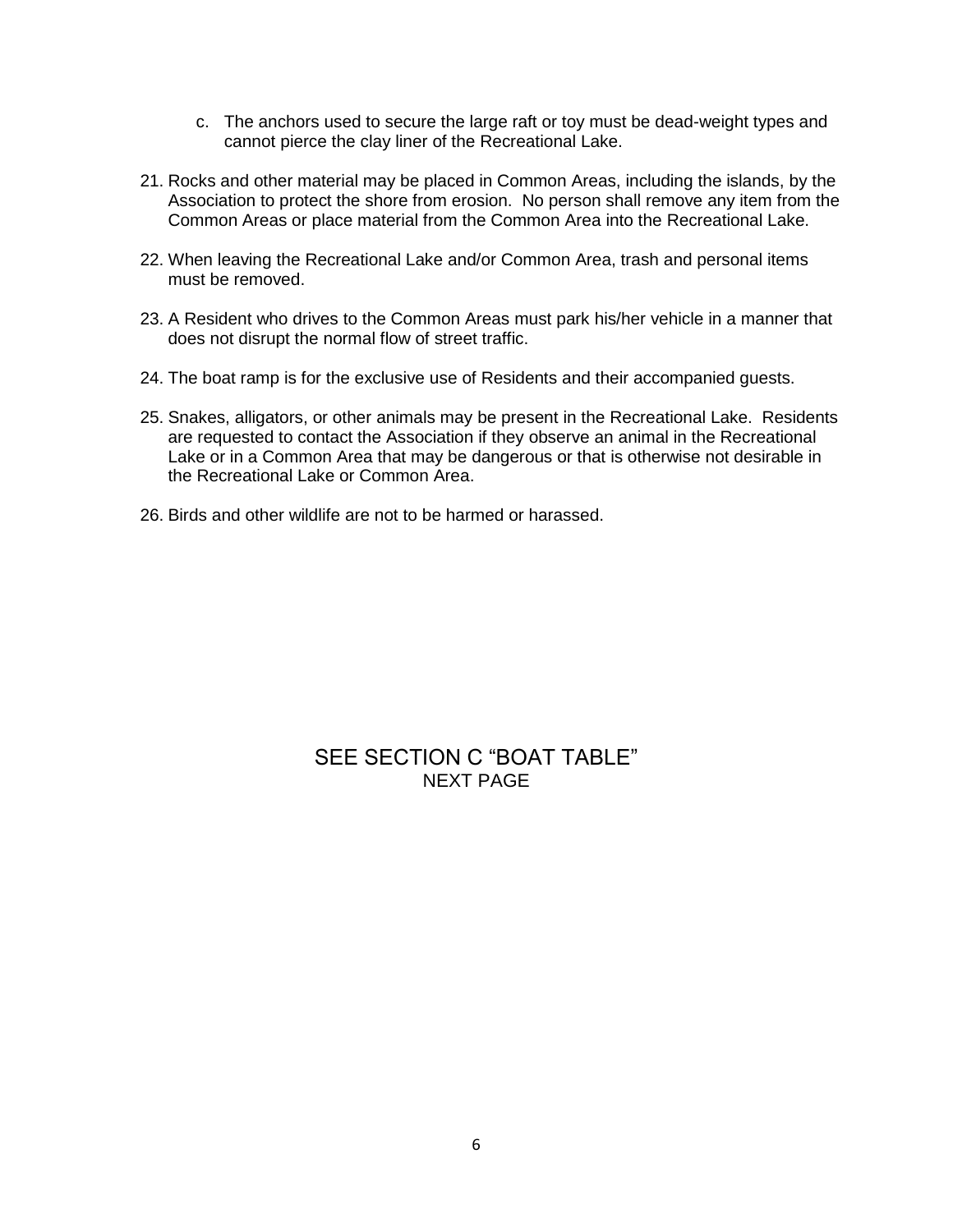c. The anchors used to secure the large raft or toy must be dead-weight types and cannot pierce the clay liner of the Recreational Lake.

21. Rocks and other material may be placed in Common Areas, including the islands, by the Association to protect the shore from erosion. No person shall remove any item from the Common Areas or place material from the Common Area into the Recreational Lake.

22. When leaving the Recreational Lake and/or Common Area, trash and personal items must be removed.

23. A Resident who drives to the Common Areas must park his/her vehicle in a manner that does not disrupt the normal flow of street traffic.

24. The boat ramp is for the exclusive use of Residents and their accompanied guests.

25. Snakes, alligators, or other animals may be present in the Recreational Lake. Residents are requested to contact the Association if they observe an animal in the Recreational Lake or in a Common Area that may be dangerous or that is otherwise not desirable in the Recreational Lake or Common Area.

26. Birds and other wildlife are not to be harmed or harassed.

SEE SECTION C "BOAT TABLE"
NEXT PAGE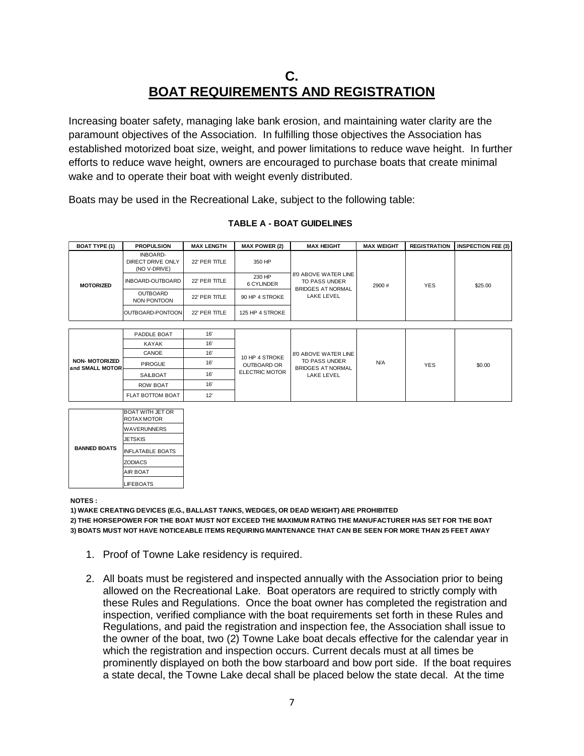# C.
# BOAT REQUIREMENTS AND REGISTRATION

Increasing boater safety, managing lake bank erosion, and maintaining water clarity are the paramount objectives of the Association. In fulfilling those objectives the Association has established motorized boat size, weight, and power limitations to reduce wave height. In further efforts to reduce wave height, owners are encouraged to purchase boats that create minimal wake and to operate their boat with weight evenly distributed.

Boats may be used in the Recreational Lake, subject to the following table:

**TABLE A - BOAT GUIDELINES**

| BOAT TYPE (1) | PROPULSION | MAX LENGTH | MAX POWER (2) | MAX HEIGHT | MAX WEIGHT | REGISTRATION | INSPECTION FEE (3) |
|---|---|---|---|---|---|---|---|
| MOTORIZED | INBOARD- DIRECT DRIVE ONLY (NO V-DRIVE) | 22' PER TITLE | 350 HP | 8'0 ABOVE WATER LINE TO PASS UNDER BRIDGES AT NORMAL LAKE LEVEL | 2900 # | YES | $25.00 |
| | INBOARD-OUTBOARD | 22' PER TITLE | 230 HP 6 CYLINDER | | | | |
| | OUTBOARD NON PONTOON | 22' PER TITLE | 90 HP 4 STROKE | | | | |
| | OUTBOARD-PONTOON | 22' PER TITLE | 125 HP 4 STROKE | | | | |

| BOAT TYPE | PROPULSION | MAX LENGTH | MAX POWER | MAX HEIGHT | MAX WEIGHT | REGISTRATION | INSPECTION FEE |
|---|---|---|---|---|---|---|---|
| NON- MOTORIZED and SMALL MOTOR | PADDLE BOAT | 16' | 10 HP 4 STROKE OUTBOARD OR ELECTRIC MOTOR | 8'0 ABOVE WATER LINE TO PASS UNDER BRIDGES AT NORMAL LAKE LEVEL | N/A | YES | $0.00 |
| | KAYAK | 16' | | | | | |
| | CANOE | 16' | | | | | |
| | PIROGUE | 16' | | | | | |
| | SAILBOAT | 16' | | | | | |
| | ROW BOAT | 16' | | | | | |
| | FLAT BOTTOM BOAT | 12' | | | | | |

| BANNED BOATS | |
|---|---|
| BANNED BOATS | BOAT WITH JET OR ROTAX MOTOR |
| | WAVERUNNERS |
| | JETSKIS |
| | INFLATABLE BOATS |
| | ZODIACS |
| | AIR BOAT |
| | LIFEBOATS |

**NOTES :**

**1) WAKE CREATING DEVICES (E.G., BALLAST TANKS, WEDGES, OR DEAD WEIGHT) ARE PROHIBITED**

**2) THE HORSEPOWER FOR THE BOAT MUST NOT EXCEED THE MAXIMUM RATING THE MANUFACTURER HAS SET FOR THE BOAT**

**3) BOATS MUST NOT HAVE NOTICEABLE ITEMS REQUIRING MAINTENANCE THAT CAN BE SEEN FOR MORE THAN 25 FEET AWAY**

1. Proof of Towne Lake residency is required.

2. All boats must be registered and inspected annually with the Association prior to being allowed on the Recreational Lake. Boat operators are required to strictly comply with these Rules and Regulations. Once the boat owner has completed the registration and inspection, verified compliance with the boat requirements set forth in these Rules and Regulations, and paid the registration and inspection fee, the Association shall issue to the owner of the boat, two (2) Towne Lake boat decals effective for the calendar year in which the registration and inspection occurs. Current decals must at all times be prominently displayed on both the bow starboard and bow port side. If the boat requires a state decal, the Towne Lake decal shall be placed below the state decal. At the time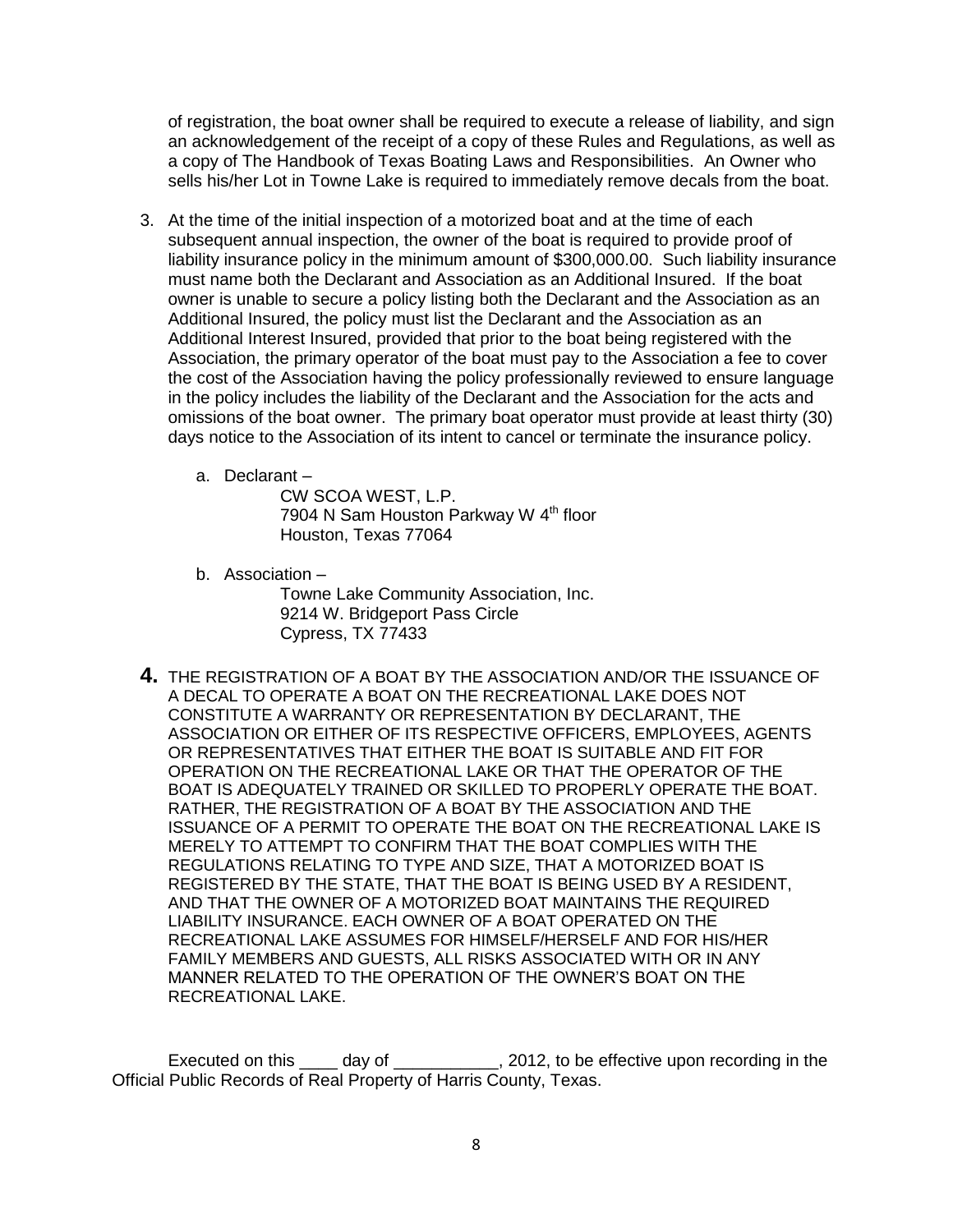of registration, the boat owner shall be required to execute a release of liability, and sign an acknowledgement of the receipt of a copy of these Rules and Regulations, as well as a copy of The Handbook of Texas Boating Laws and Responsibilities. An Owner who sells his/her Lot in Towne Lake is required to immediately remove decals from the boat.

3. At the time of the initial inspection of a motorized boat and at the time of each subsequent annual inspection, the owner of the boat is required to provide proof of liability insurance policy in the minimum amount of $300,000.00. Such liability insurance must name both the Declarant and Association as an Additional Insured. If the boat owner is unable to secure a policy listing both the Declarant and the Association as an Additional Insured, the policy must list the Declarant and the Association as an Additional Interest Insured, provided that prior to the boat being registered with the Association, the primary operator of the boat must pay to the Association a fee to cover the cost of the Association having the policy professionally reviewed to ensure language in the policy includes the liability of the Declarant and the Association for the acts and omissions of the boat owner. The primary boat operator must provide at least thirty (30) days notice to the Association of its intent to cancel or terminate the insurance policy.

   a. Declarant –
      CW SCOA WEST, L.P.
      7904 N Sam Houston Parkway W 4th floor
      Houston, Texas 77064

   b. Association –
      Towne Lake Community Association, Inc.
      9214 W. Bridgeport Pass Circle
      Cypress, TX 77433

**4.** THE REGISTRATION OF A BOAT BY THE ASSOCIATION AND/OR THE ISSUANCE OF A DECAL TO OPERATE A BOAT ON THE RECREATIONAL LAKE DOES NOT CONSTITUTE A WARRANTY OR REPRESENTATION BY DECLARANT, THE ASSOCIATION OR EITHER OF ITS RESPECTIVE OFFICERS, EMPLOYEES, AGENTS OR REPRESENTATIVES THAT EITHER THE BOAT IS SUITABLE AND FIT FOR OPERATION ON THE RECREATIONAL LAKE OR THAT THE OPERATOR OF THE BOAT IS ADEQUATELY TRAINED OR SKILLED TO PROPERLY OPERATE THE BOAT. RATHER, THE REGISTRATION OF A BOAT BY THE ASSOCIATION AND THE ISSUANCE OF A PERMIT TO OPERATE THE BOAT ON THE RECREATIONAL LAKE IS MERELY TO ATTEMPT TO CONFIRM THAT THE BOAT COMPLIES WITH THE REGULATIONS RELATING TO TYPE AND SIZE, THAT A MOTORIZED BOAT IS REGISTERED BY THE STATE, THAT THE BOAT IS BEING USED BY A RESIDENT, AND THAT THE OWNER OF A MOTORIZED BOAT MAINTAINS THE REQUIRED LIABILITY INSURANCE. EACH OWNER OF A BOAT OPERATED ON THE RECREATIONAL LAKE ASSUMES FOR HIMSELF/HERSELF AND FOR HIS/HER FAMILY MEMBERS AND GUESTS, ALL RISKS ASSOCIATED WITH OR IN ANY MANNER RELATED TO THE OPERATION OF THE OWNER'S BOAT ON THE RECREATIONAL LAKE.

Executed on this ____ day of ___________, 2012, to be effective upon recording in the Official Public Records of Real Property of Harris County, Texas.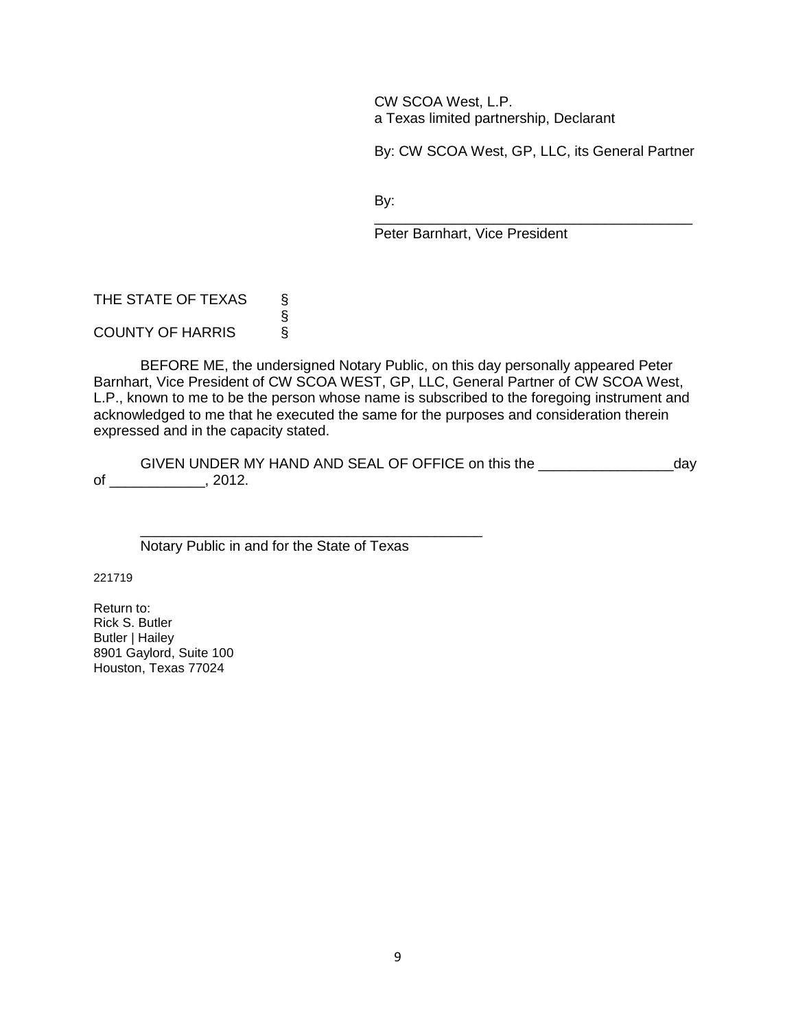CW SCOA West, L.P.
a Texas limited partnership, Declarant

By: CW SCOA West, GP, LLC, its General Partner

By: ________________________________________
Peter Barnhart, Vice President

THE STATE OF TEXAS §
§
COUNTY OF HARRIS §

BEFORE ME, the undersigned Notary Public, on this day personally appeared Peter Barnhart, Vice President of CW SCOA WEST, GP, LLC, General Partner of CW SCOA West, L.P., known to me to be the person whose name is subscribed to the foregoing instrument and acknowledged to me that he executed the same for the purposes and consideration therein expressed and in the capacity stated.

GIVEN UNDER MY HAND AND SEAL OF OFFICE on this the _________________day of ____________, 2012.

___________________________________________
Notary Public in and for the State of Texas

221719

Return to:
Rick S. Butler
Butler | Hailey
8901 Gaylord, Suite 100
Houston, Texas 77024